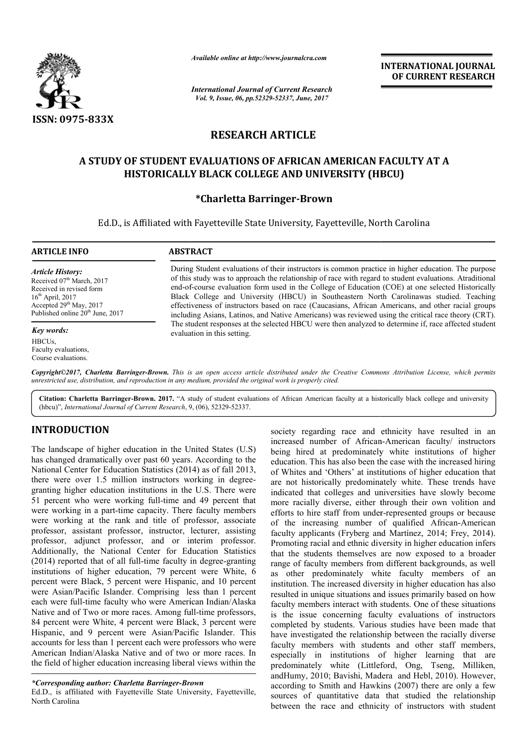*Available online at http://www.journalcra.com*

*International Journal of Current Research*
*Vol. 9, Issue, 06, pp.52329-52337, June, 2017*

**INTERNATIONAL JOURNAL OF CURRENT RESEARCH**

ISSN: 0975-833X

## RESEARCH ARTICLE

# A STUDY OF STUDENT EVALUATIONS OF AFRICAN AMERICAN FACULTY AT A HISTORICALLY BLACK COLLEGE AND UNIVERSITY (HBCU)

### *Charletta Barringer-Brown

Ed.D., is Affiliated with Fayetteville State University, Fayetteville, North Carolina

**ARTICLE INFO**

*Article History:*
Received 07th March, 2017
Received in revised form 16th April, 2017
Accepted 29th May, 2017
Published online 20th June, 2017

*Key words:*
HBCUs,
Faculty evaluations,
Course evaluations.

**ABSTRACT**

During Student evaluations of their instructors is common practice in higher education. The purpose of this study was to approach the relationship of race with regard to student evaluations. Atraditional end-of-course evaluation form used in the College of Education (COE) at one selected Historically Black College and University (HBCU) in Southeastern North Carolinawas studied. Teaching effectiveness of instructors based on race (Caucasians, African Americans, and other racial groups including Asians, Latinos, and Native Americans) was reviewed using the critical race theory (CRT). The student responses at the selected HBCU were then analyzed to determine if, race affected student evaluation in this setting.

***Copyright©2017, Charletta Barringer-Brown.*** *This is an open access article distributed under the Creative Commons Attribution License, which permits unrestricted use, distribution, and reproduction in any medium, provided the original work is properly cited.*

**Citation: Charletta Barringer-Brown. 2017.** "A study of student evaluations of African American faculty at a historically black college and university (hbcu)", *International Journal of Current Research*, 9, (06), 52329-52337.

## INTRODUCTION

The landscape of higher education in the United States (U.S) has changed dramatically over past 60 years. According to the National Center for Education Statistics (2014) as of fall 2013, there were over 1.5 million instructors working in degree-granting higher education institutions in the U.S. There were 51 percent who were working full-time and 49 percent that were working in a part-time capacity. There faculty members were working at the rank and title of professor, associate professor, assistant professor, instructor, lecturer, assisting professor, adjunct professor, and or interim professor. Additionally, the National Center for Education Statistics (2014) reported that of all full-time faculty in degree-granting institutions of higher education, 79 percent were White, 6 percent were Black, 5 percent were Hispanic, and 10 percent were Asian/Pacific Islander. Comprising less than 1 percent each were full-time faculty who were American Indian/Alaska Native and of Two or more races. Among full-time professors, 84 percent were White, 4 percent were Black, 3 percent were Hispanic, and 9 percent were Asian/Pacific Islander. This accounts for less than 1 percent each were professors who were American Indian/Alaska Native and of two or more races. In the field of higher education increasing liberal views within the society regarding race and ethnicity have resulted in an increased number of African-American faculty/ instructors being hired at predominately white institutions of higher education. This has also been the case with the increased hiring of Whites and 'Others' at institutions of higher education that are not historically predominately white. These trends have indicated that colleges and universities have slowly become more racially diverse, either through their own volition and efforts to hire staff from under-represented groups or because of the increasing number of qualified African-American faculty applicants (Fryberg and Martínez, 2014; Frey, 2014). Promoting racial and ethnic diversity in higher education infers that the students themselves are now exposed to a broader range of faculty members from different backgrounds, as well as other predominately white faculty members of an institution. The increased diversity in higher education has also resulted in unique situations and issues primarily based on how faculty members interact with students. One of these situations is the issue concerning faculty evaluations of instructors completed by students. Various studies have been made that have investigated the relationship between the racially diverse faculty members with students and other staff members, especially in institutions of higher learning that are predominately white (Littleford, Ong, Tseng, Milliken, andHumy, 2010; Bavishi, Madera and Hebl, 2010). However, according to Smith and Hawkins (2007) there are only a few sources of quantitative data that studied the relationship between the race and ethnicity of instructors with student

*\*Corresponding author: Charletta Barringer-Brown*
Ed.D., is affiliated with Fayetteville State University, Fayetteville, North Carolina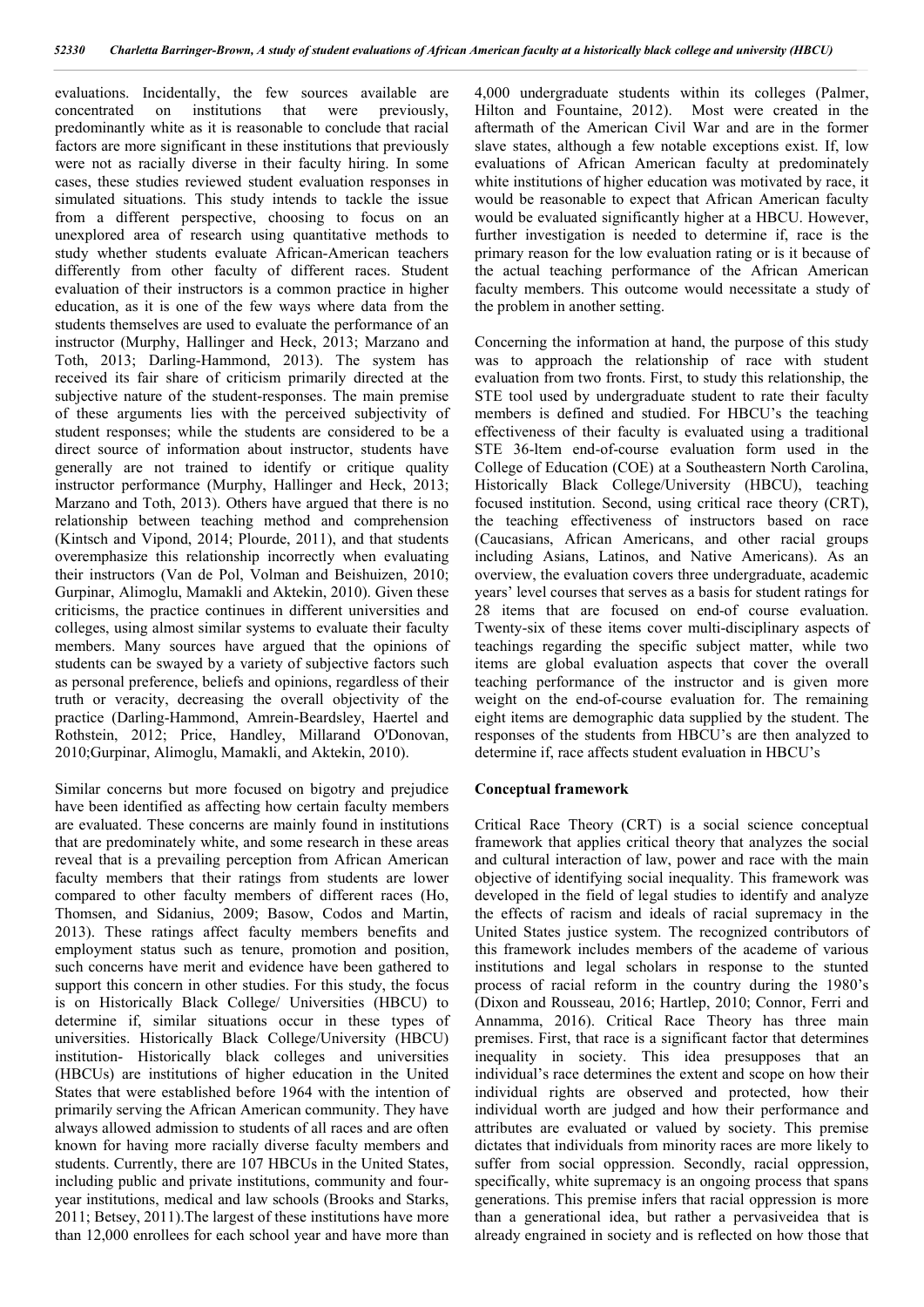evaluations. Incidentally, the few sources available are concentrated on institutions that were previously, predominantly white as it is reasonable to conclude that racial factors are more significant in these institutions that previously were not as racially diverse in their faculty hiring. In some cases, these studies reviewed student evaluation responses in simulated situations. This study intends to tackle the issue from a different perspective, choosing to focus on an unexplored area of research using quantitative methods to study whether students evaluate African-American teachers differently from other faculty of different races. Student evaluation of their instructors is a common practice in higher education, as it is one of the few ways where data from the students themselves are used to evaluate the performance of an instructor (Murphy, Hallinger and Heck, 2013; Marzano and Toth, 2013; Darling-Hammond, 2013). The system has received its fair share of criticism primarily directed at the subjective nature of the student-responses. The main premise of these arguments lies with the perceived subjectivity of student responses; while the students are considered to be a direct source of information about instructor, students have generally are not trained to identify or critique quality instructor performance (Murphy, Hallinger and Heck, 2013; Marzano and Toth, 2013). Others have argued that there is no relationship between teaching method and comprehension (Kintsch and Vipond, 2014; Plourde, 2011), and that students overemphasize this relationship incorrectly when evaluating their instructors (Van de Pol, Volman and Beishuizen, 2010; Gurpinar, Alimoglu, Mamakli and Aktekin, 2010). Given these criticisms, the practice continues in different universities and colleges, using almost similar systems to evaluate their faculty members. Many sources have argued that the opinions of students can be swayed by a variety of subjective factors such as personal preference, beliefs and opinions, regardless of their truth or veracity, decreasing the overall objectivity of the practice (Darling-Hammond, Amrein-Beardsley, Haertel and Rothstein, 2012; Price, Handley, Millarand O'Donovan, 2010;Gurpinar, Alimoglu, Mamakli, and Aktekin, 2010).

Similar concerns but more focused on bigotry and prejudice have been identified as affecting how certain faculty members are evaluated. These concerns are mainly found in institutions that are predominately white, and some research in these areas reveal that is a prevailing perception from African American faculty members that their ratings from students are lower compared to other faculty members of different races (Ho, Thomsen, and Sidanius, 2009; Basow, Codos and Martin, 2013). These ratings affect faculty members benefits and employment status such as tenure, promotion and position, such concerns have merit and evidence have been gathered to support this concern in other studies. For this study, the focus is on Historically Black College/ Universities (HBCU) to determine if, similar situations occur in these types of universities. Historically Black College/University (HBCU) institution- Historically black colleges and universities (HBCUs) are institutions of higher education in the United States that were established before 1964 with the intention of primarily serving the African American community. They have always allowed admission to students of all races and are often known for having more racially diverse faculty members and students. Currently, there are 107 HBCUs in the United States, including public and private institutions, community and four-year institutions, medical and law schools (Brooks and Starks, 2011; Betsey, 2011).The largest of these institutions have more than 12,000 enrollees for each school year and have more than 4,000 undergraduate students within its colleges (Palmer, Hilton and Fountaine, 2012). Most were created in the aftermath of the American Civil War and are in the former slave states, although a few notable exceptions exist. If, low evaluations of African American faculty at predominately white institutions of higher education was motivated by race, it would be reasonable to expect that African American faculty would be evaluated significantly higher at a HBCU. However, further investigation is needed to determine if, race is the primary reason for the low evaluation rating or is it because of the actual teaching performance of the African American faculty members. This outcome would necessitate a study of the problem in another setting.

Concerning the information at hand, the purpose of this study was to approach the relationship of race with student evaluation from two fronts. First, to study this relationship, the STE tool used by undergraduate student to rate their faculty members is defined and studied. For HBCU's the teaching effectiveness of their faculty is evaluated using a traditional STE 36-ltem end-of-course evaluation form used in the College of Education (COE) at a Southeastern North Carolina, Historically Black College/University (HBCU), teaching focused institution. Second, using critical race theory (CRT), the teaching effectiveness of instructors based on race (Caucasians, African Americans, and other racial groups including Asians, Latinos, and Native Americans). As an overview, the evaluation covers three undergraduate, academic years' level courses that serves as a basis for student ratings for 28 items that are focused on end-of course evaluation. Twenty-six of these items cover multi-disciplinary aspects of teachings regarding the specific subject matter, while two items are global evaluation aspects that cover the overall teaching performance of the instructor and is given more weight on the end-of-course evaluation for. The remaining eight items are demographic data supplied by the student. The responses of the students from HBCU's are then analyzed to determine if, race affects student evaluation in HBCU's

## Conceptual framework

Critical Race Theory (CRT) is a social science conceptual framework that applies critical theory that analyzes the social and cultural interaction of law, power and race with the main objective of identifying social inequality. This framework was developed in the field of legal studies to identify and analyze the effects of racism and ideals of racial supremacy in the United States justice system. The recognized contributors of this framework includes members of the academe of various institutions and legal scholars in response to the stunted process of racial reform in the country during the 1980's (Dixon and Rousseau, 2016; Hartlep, 2010; Connor, Ferri and Annamma, 2016). Critical Race Theory has three main premises. First, that race is a significant factor that determines inequality in society. This idea presupposes that an individual's race determines the extent and scope on how their individual rights are observed and protected, how their individual worth are judged and how their performance and attributes are evaluated or valued by society. This premise dictates that individuals from minority races are more likely to suffer from social oppression. Secondly, racial oppression, specifically, white supremacy is an ongoing process that spans generations. This premise infers that racial oppression is more than a generational idea, but rather a pervasiveidea that is already engrained in society and is reflected on how those that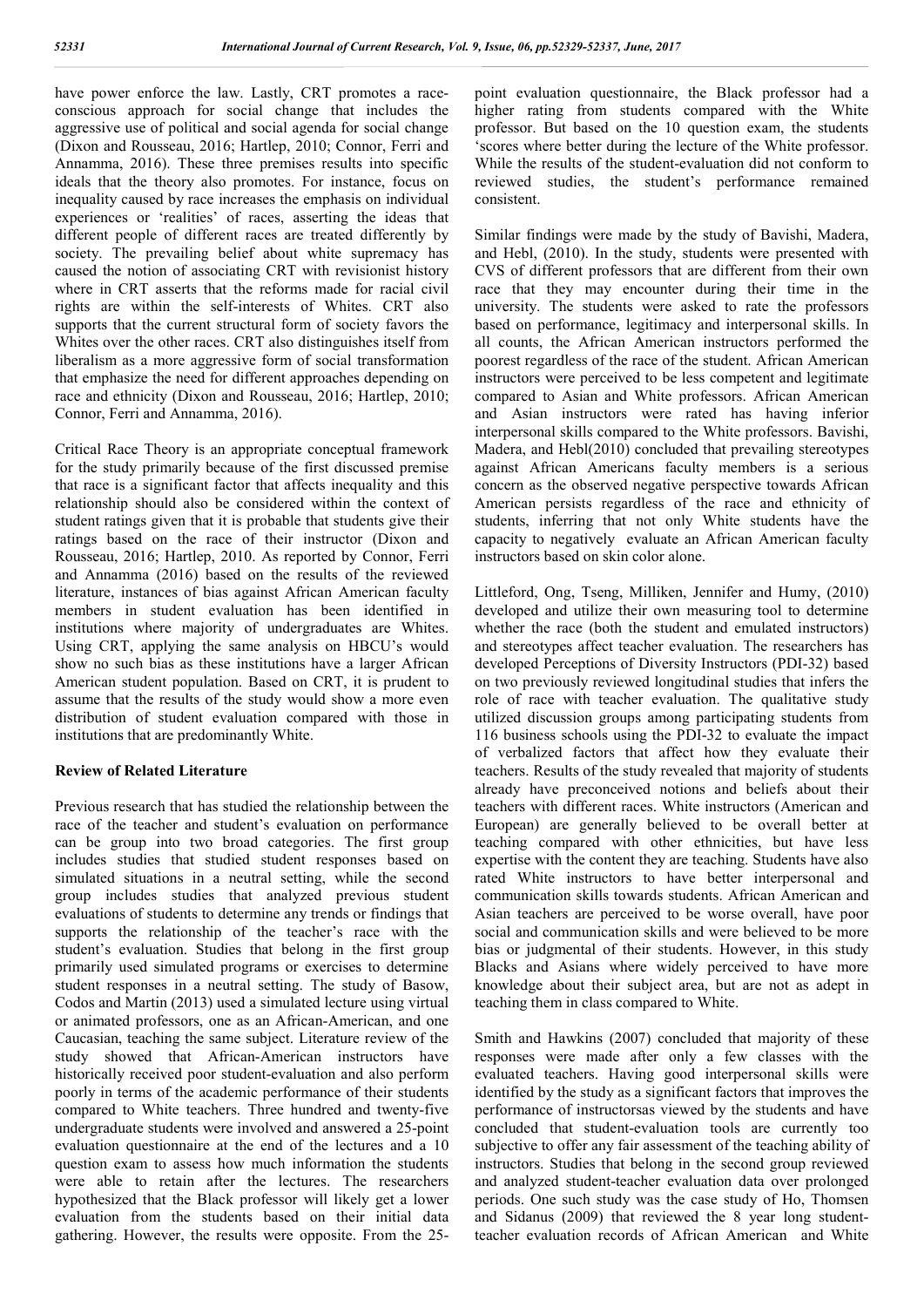have power enforce the law. Lastly, CRT promotes a race-conscious approach for social change that includes the aggressive use of political and social agenda for social change (Dixon and Rousseau, 2016; Hartlep, 2010; Connor, Ferri and Annamma, 2016). These three premises results into specific ideals that the theory also promotes. For instance, focus on inequality caused by race increases the emphasis on individual experiences or 'realities' of races, asserting the ideas that different people of different races are treated differently by society. The prevailing belief about white supremacy has caused the notion of associating CRT with revisionist history where in CRT asserts that the reforms made for racial civil rights are within the self-interests of Whites. CRT also supports that the current structural form of society favors the Whites over the other races. CRT also distinguishes itself from liberalism as a more aggressive form of social transformation that emphasize the need for different approaches depending on race and ethnicity (Dixon and Rousseau, 2016; Hartlep, 2010; Connor, Ferri and Annamma, 2016).

Critical Race Theory is an appropriate conceptual framework for the study primarily because of the first discussed premise that race is a significant factor that affects inequality and this relationship should also be considered within the context of student ratings given that it is probable that students give their ratings based on the race of their instructor (Dixon and Rousseau, 2016; Hartlep, 2010. As reported by Connor, Ferri and Annamma (2016) based on the results of the reviewed literature, instances of bias against African American faculty members in student evaluation has been identified in institutions where majority of undergraduates are Whites. Using CRT, applying the same analysis on HBCU's would show no such bias as these institutions have a larger African American student population. Based on CRT, it is prudent to assume that the results of the study would show a more even distribution of student evaluation compared with those in institutions that are predominantly White.

## Review of Related Literature

Previous research that has studied the relationship between the race of the teacher and student's evaluation on performance can be group into two broad categories. The first group includes studies that studied student responses based on simulated situations in a neutral setting, while the second group includes studies that analyzed previous student evaluations of students to determine any trends or findings that supports the relationship of the teacher's race with the student's evaluation. Studies that belong in the first group primarily used simulated programs or exercises to determine student responses in a neutral setting. The study of Basow, Codos and Martin (2013) used a simulated lecture using virtual or animated professors, one as an African-American, and one Caucasian, teaching the same subject. Literature review of the study showed that African-American instructors have historically received poor student-evaluation and also perform poorly in terms of the academic performance of their students compared to White teachers. Three hundred and twenty-five undergraduate students were involved and answered a 25-point evaluation questionnaire at the end of the lectures and a 10 question exam to assess how much information the students were able to retain after the lectures. The researchers hypothesized that the Black professor will likely get a lower evaluation from the students based on their initial data gathering. However, the results were opposite. From the 25-point evaluation questionnaire, the Black professor had a higher rating from students compared with the White professor. But based on the 10 question exam, the students 'scores where better during the lecture of the White professor. While the results of the student-evaluation did not conform to reviewed studies, the student's performance remained consistent.

Similar findings were made by the study of Bavishi, Madera, and Hebl, (2010). In the study, students were presented with CVS of different professors that are different from their own race that they may encounter during their time in the university. The students were asked to rate the professors based on performance, legitimacy and interpersonal skills. In all counts, the African American instructors performed the poorest regardless of the race of the student. African American instructors were perceived to be less competent and legitimate compared to Asian and White professors. African American and Asian instructors were rated has having inferior interpersonal skills compared to the White professors. Bavishi, Madera, and Hebl(2010) concluded that prevailing stereotypes against African Americans faculty members is a serious concern as the observed negative perspective towards African American persists regardless of the race and ethnicity of students, inferring that not only White students have the capacity to negatively evaluate an African American faculty instructors based on skin color alone.

Littleford, Ong, Tseng, Milliken, Jennifer and Humy, (2010) developed and utilize their own measuring tool to determine whether the race (both the student and emulated instructors) and stereotypes affect teacher evaluation. The researchers has developed Perceptions of Diversity Instructors (PDI-32) based on two previously reviewed longitudinal studies that infers the role of race with teacher evaluation. The qualitative study utilized discussion groups among participating students from 116 business schools using the PDI-32 to evaluate the impact of verbalized factors that affect how they evaluate their teachers. Results of the study revealed that majority of students already have preconceived notions and beliefs about their teachers with different races. White instructors (American and European) are generally believed to be overall better at teaching compared with other ethnicities, but have less expertise with the content they are teaching. Students have also rated White instructors to have better interpersonal and communication skills towards students. African American and Asian teachers are perceived to be worse overall, have poor social and communication skills and were believed to be more bias or judgmental of their students. However, in this study Blacks and Asians where widely perceived to have more knowledge about their subject area, but are not as adept in teaching them in class compared to White.

Smith and Hawkins (2007) concluded that majority of these responses were made after only a few classes with the evaluated teachers. Having good interpersonal skills were identified by the study as a significant factors that improves the performance of instructorsas viewed by the students and have concluded that student-evaluation tools are currently too subjective to offer any fair assessment of the teaching ability of instructors. Studies that belong in the second group reviewed and analyzed student-teacher evaluation data over prolonged periods. One such study was the case study of Ho, Thomsen and Sidanus (2009) that reviewed the 8 year long student-teacher evaluation records of African American and White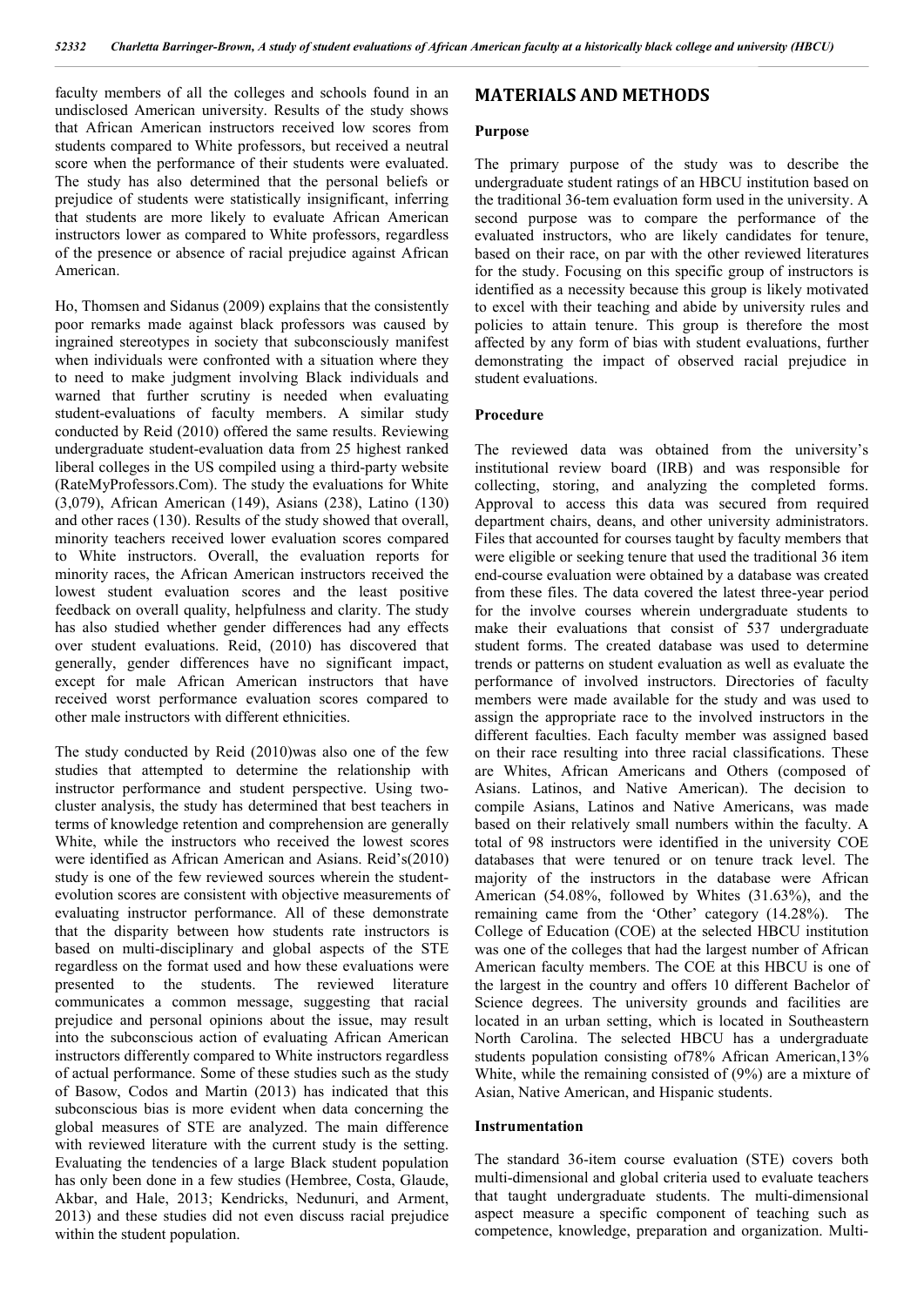faculty members of all the colleges and schools found in an undisclosed American university. Results of the study shows that African American instructors received low scores from students compared to White professors, but received a neutral score when the performance of their students were evaluated. The study has also determined that the personal beliefs or prejudice of students were statistically insignificant, inferring that students are more likely to evaluate African American instructors lower as compared to White professors, regardless of the presence or absence of racial prejudice against African American.

Ho, Thomsen and Sidanus (2009) explains that the consistently poor remarks made against black professors was caused by ingrained stereotypes in society that subconsciously manifest when individuals were confronted with a situation where they to need to make judgment involving Black individuals and warned that further scrutiny is needed when evaluating student-evaluations of faculty members. A similar study conducted by Reid (2010) offered the same results. Reviewing undergraduate student-evaluation data from 25 highest ranked liberal colleges in the US compiled using a third-party website (RateMyProfessors.Com). The study the evaluations for White (3,079), African American (149), Asians (238), Latino (130) and other races (130). Results of the study showed that overall, minority teachers received lower evaluation scores compared to White instructors. Overall, the evaluation reports for minority races, the African American instructors received the lowest student evaluation scores and the least positive feedback on overall quality, helpfulness and clarity. The study has also studied whether gender differences had any effects over student evaluations. Reid, (2010) has discovered that generally, gender differences have no significant impact, except for male African American instructors that have received worst performance evaluation scores compared to other male instructors with different ethnicities.

The study conducted by Reid (2010)was also one of the few studies that attempted to determine the relationship with instructor performance and student perspective. Using two-cluster analysis, the study has determined that best teachers in terms of knowledge retention and comprehension are generally White, while the instructors who received the lowest scores were identified as African American and Asians. Reid's(2010) study is one of the few reviewed sources wherein the student-evolution scores are consistent with objective measurements of evaluating instructor performance. All of these demonstrate that the disparity between how students rate instructors is based on multi-disciplinary and global aspects of the STE regardless on the format used and how these evaluations were presented to the students. The reviewed literature communicates a common message, suggesting that racial prejudice and personal opinions about the issue, may result into the subconscious action of evaluating African American instructors differently compared to White instructors regardless of actual performance. Some of these studies such as the study of Basow, Codos and Martin (2013) has indicated that this subconscious bias is more evident when data concerning the global measures of STE are analyzed. The main difference with reviewed literature with the current study is the setting. Evaluating the tendencies of a large Black student population has only been done in a few studies (Hembree, Costa, Glaude, Akbar, and Hale, 2013; Kendricks, Nedunuri, and Arment, 2013) and these studies did not even discuss racial prejudice within the student population.

## MATERIALS AND METHODS

### Purpose

The primary purpose of the study was to describe the undergraduate student ratings of an HBCU institution based on the traditional 36-tem evaluation form used in the university. A second purpose was to compare the performance of the evaluated instructors, who are likely candidates for tenure, based on their race, on par with the other reviewed literatures for the study. Focusing on this specific group of instructors is identified as a necessity because this group is likely motivated to excel with their teaching and abide by university rules and policies to attain tenure. This group is therefore the most affected by any form of bias with student evaluations, further demonstrating the impact of observed racial prejudice in student evaluations.

### Procedure

The reviewed data was obtained from the university's institutional review board (IRB) and was responsible for collecting, storing, and analyzing the completed forms. Approval to access this data was secured from required department chairs, deans, and other university administrators. Files that accounted for courses taught by faculty members that were eligible or seeking tenure that used the traditional 36 item end-course evaluation were obtained by a database was created from these files. The data covered the latest three-year period for the involve courses wherein undergraduate students to make their evaluations that consist of 537 undergraduate student forms. The created database was used to determine trends or patterns on student evaluation as well as evaluate the performance of involved instructors. Directories of faculty members were made available for the study and was used to assign the appropriate race to the involved instructors in the different faculties. Each faculty member was assigned based on their race resulting into three racial classifications. These are Whites, African Americans and Others (composed of Asians. Latinos, and Native American). The decision to compile Asians, Latinos and Native Americans, was made based on their relatively small numbers within the faculty. A total of 98 instructors were identified in the university COE databases that were tenured or on tenure track level. The majority of the instructors in the database were African American (54.08%, followed by Whites (31.63%), and the remaining came from the 'Other' category (14.28%). The College of Education (COE) at the selected HBCU institution was one of the colleges that had the largest number of African American faculty members. The COE at this HBCU is one of the largest in the country and offers 10 different Bachelor of Science degrees. The university grounds and facilities are located in an urban setting, which is located in Southeastern North Carolina. The selected HBCU has a undergraduate students population consisting of78% African American,13% White, while the remaining consisted of (9%) are a mixture of Asian, Native American, and Hispanic students.

### Instrumentation

The standard 36-item course evaluation (STE) covers both multi-dimensional and global criteria used to evaluate teachers that taught undergraduate students. The multi-dimensional aspect measure a specific component of teaching such as competence, knowledge, preparation and organization. Multi-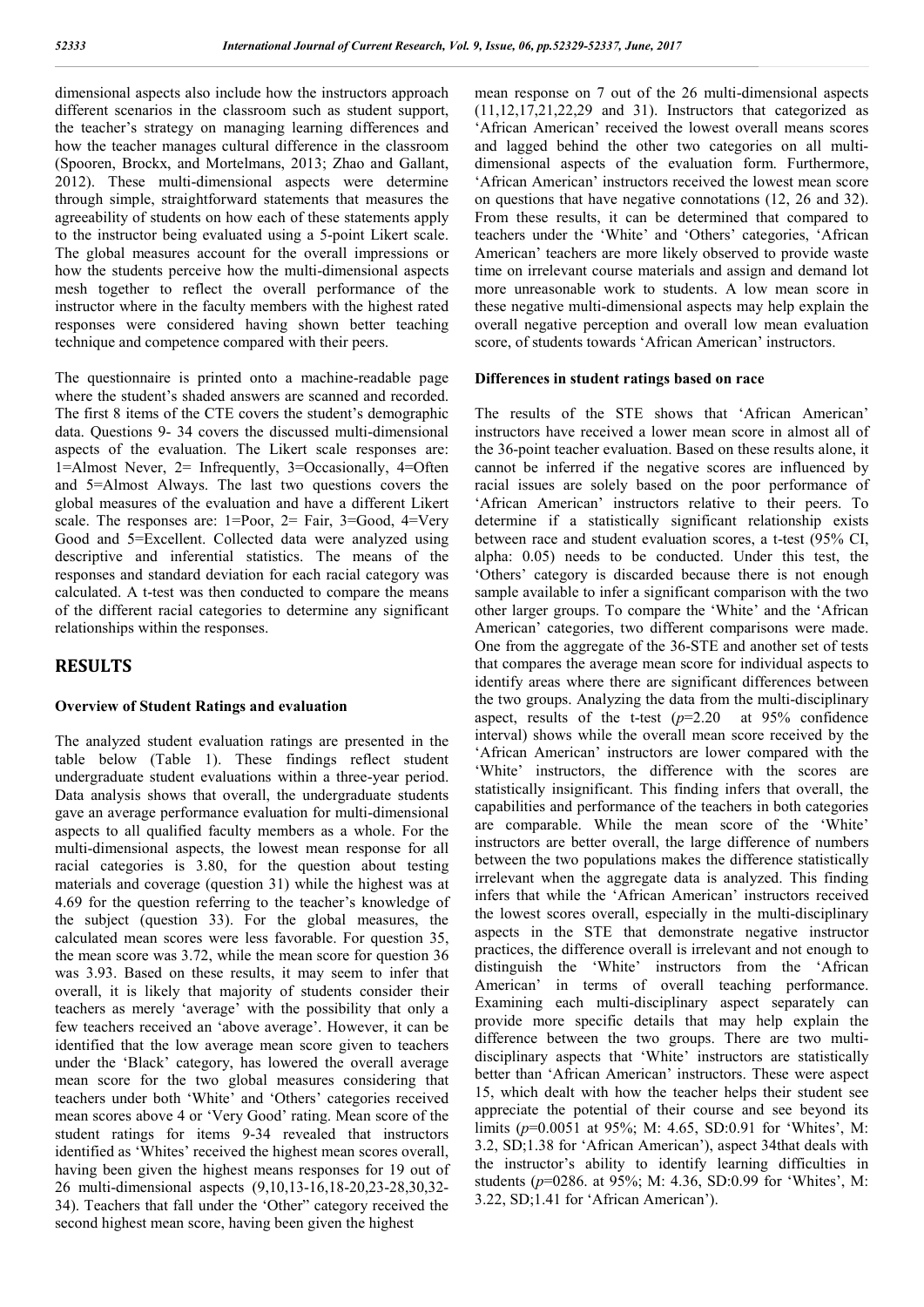dimensional aspects also include how the instructors approach different scenarios in the classroom such as student support, the teacher's strategy on managing learning differences and how the teacher manages cultural difference in the classroom (Spooren, Brockx, and Mortelmans, 2013; Zhao and Gallant, 2012). These multi-dimensional aspects were determine through simple, straightforward statements that measures the agreeability of students on how each of these statements apply to the instructor being evaluated using a 5-point Likert scale. The global measures account for the overall impressions or how the students perceive how the multi-dimensional aspects mesh together to reflect the overall performance of the instructor where in the faculty members with the highest rated responses were considered having shown better teaching technique and competence compared with their peers.

The questionnaire is printed onto a machine-readable page where the student's shaded answers are scanned and recorded. The first 8 items of the CTE covers the student's demographic data. Questions 9- 34 covers the discussed multi-dimensional aspects of the evaluation. The Likert scale responses are: 1=Almost Never, 2= Infrequently, 3=Occasionally, 4=Often and 5=Almost Always. The last two questions covers the global measures of the evaluation and have a different Likert scale. The responses are: 1=Poor, 2= Fair, 3=Good, 4=Very Good and 5=Excellent. Collected data were analyzed using descriptive and inferential statistics. The means of the responses and standard deviation for each racial category was calculated. A t-test was then conducted to compare the means of the different racial categories to determine any significant relationships within the responses.

## RESULTS

### Overview of Student Ratings and evaluation

The analyzed student evaluation ratings are presented in the table below (Table 1). These findings reflect student undergraduate student evaluations within a three-year period. Data analysis shows that overall, the undergraduate students gave an average performance evaluation for multi-dimensional aspects to all qualified faculty members as a whole. For the multi-dimensional aspects, the lowest mean response for all racial categories is 3.80, for the question about testing materials and coverage (question 31) while the highest was at 4.69 for the question referring to the teacher's knowledge of the subject (question 33). For the global measures, the calculated mean scores were less favorable. For question 35, the mean score was 3.72, while the mean score for question 36 was 3.93. Based on these results, it may seem to infer that overall, it is likely that majority of students consider their teachers as merely 'average' with the possibility that only a few teachers received an 'above average'. However, it can be identified that the low average mean score given to teachers under the 'Black' category, has lowered the overall average mean score for the two global measures considering that teachers under both 'White' and 'Others' categories received mean scores above 4 or 'Very Good' rating. Mean score of the student ratings for items 9-34 revealed that instructors identified as 'Whites' received the highest mean scores overall, having been given the highest means responses for 19 out of 26 multi-dimensional aspects (9,10,13-16,18-20,23-28,30,32-34). Teachers that fall under the 'Other" category received the second highest mean score, having been given the highest mean response on 7 out of the 26 multi-dimensional aspects (11,12,17,21,22,29 and 31). Instructors that categorized as 'African American' received the lowest overall means scores and lagged behind the other two categories on all multi-dimensional aspects of the evaluation form. Furthermore, 'African American' instructors received the lowest mean score on questions that have negative connotations (12, 26 and 32). From these results, it can be determined that compared to teachers under the 'White' and 'Others' categories, 'African American' teachers are more likely observed to provide waste time on irrelevant course materials and assign and demand lot more unreasonable work to students. A low mean score in these negative multi-dimensional aspects may help explain the overall negative perception and overall low mean evaluation score, of students towards 'African American' instructors.

### Differences in student ratings based on race

The results of the STE shows that 'African American' instructors have received a lower mean score in almost all of the 36-point teacher evaluation. Based on these results alone, it cannot be inferred if the negative scores are influenced by racial issues are solely based on the poor performance of 'African American' instructors relative to their peers. To determine if a statistically significant relationship exists between race and student evaluation scores, a t-test (95% CI, alpha: 0.05) needs to be conducted. Under this test, the 'Others' category is discarded because there is not enough sample available to infer a significant comparison with the two other larger groups. To compare the 'White' and the 'African American' categories, two different comparisons were made. One from the aggregate of the 36-STE and another set of tests that compares the average mean score for individual aspects to identify areas where there are significant differences between the two groups. Analyzing the data from the multi-disciplinary aspect, results of the t-test ($p$=2.20 at 95% confidence interval) shows while the overall mean score received by the 'African American' instructors are lower compared with the 'White' instructors, the difference with the scores are statistically insignificant. This finding infers that overall, the capabilities and performance of the teachers in both categories are comparable. While the mean score of the 'White' instructors are better overall, the large difference of numbers between the two populations makes the difference statistically irrelevant when the aggregate data is analyzed. This finding infers that while the 'African American' instructors received the lowest scores overall, especially in the multi-disciplinary aspects in the STE that demonstrate negative instructor practices, the difference overall is irrelevant and not enough to distinguish the 'White' instructors from the 'African American' in terms of overall teaching performance. Examining each multi-disciplinary aspect separately can provide more specific details that may help explain the difference between the two groups. There are two multi-disciplinary aspects that 'White' instructors are statistically better than 'African American' instructors. These were aspect 15, which dealt with how the teacher helps their student see appreciate the potential of their course and see beyond its limits ($p$=0.0051 at 95%; M: 4.65, SD:0.91 for 'Whites', M: 3.2, SD;1.38 for 'African American'), aspect 34that deals with the instructor's ability to identify learning difficulties in students ($p$=0286. at 95%; M: 4.36, SD:0.99 for 'Whites', M: 3.22, SD;1.41 for 'African American').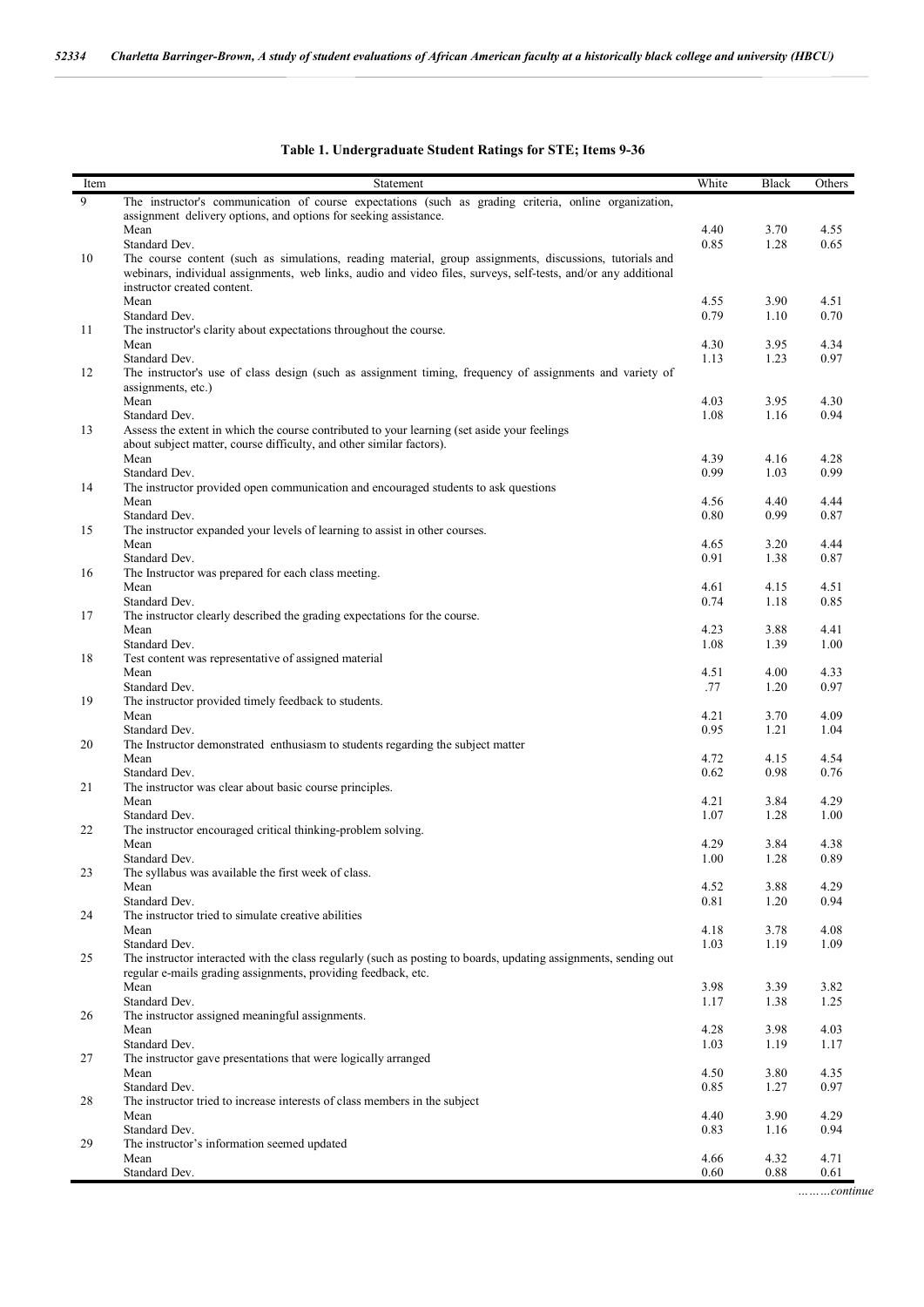**Table 1. Undergraduate Student Ratings for STE; Items 9-36**

| Item | Statement | White | Black | Others |
|---|---|---|---|---|
| 9 | The instructor's communication of course expectations (such as grading criteria, online organization, assignment delivery options, and options for seeking assistance. | | | |
| | Mean | 4.40 | 3.70 | 4.55 |
| | Standard Dev. | 0.85 | 1.28 | 0.65 |
| 10 | The course content (such as simulations, reading material, group assignments, discussions, tutorials and webinars, individual assignments, web links, audio and video files, surveys, self-tests, and/or any additional instructor created content. | | | |
| | Mean | 4.55 | 3.90 | 4.51 |
| | Standard Dev. | 0.79 | 1.10 | 0.70 |
| 11 | The instructor's clarity about expectations throughout the course. | | | |
| | Mean | 4.30 | 3.95 | 4.34 |
| | Standard Dev. | 1.13 | 1.23 | 0.97 |
| 12 | The instructor's use of class design (such as assignment timing, frequency of assignments and variety of assignments, etc.) | | | |
| | Mean | 4.03 | 3.95 | 4.30 |
| | Standard Dev. | 1.08 | 1.16 | 0.94 |
| 13 | Assess the extent in which the course contributed to your learning (set aside your feelings about subject matter, course difficulty, and other similar factors). | | | |
| | Mean | 4.39 | 4.16 | 4.28 |
| | Standard Dev. | 0.99 | 1.03 | 0.99 |
| 14 | The instructor provided open communication and encouraged students to ask questions | | | |
| | Mean | 4.56 | 4.40 | 4.44 |
| | Standard Dev. | 0.80 | 0.99 | 0.87 |
| 15 | The instructor expanded your levels of learning to assist in other courses. | | | |
| | Mean | 4.65 | 3.20 | 4.44 |
| | Standard Dev. | 0.91 | 1.38 | 0.87 |
| 16 | The Instructor was prepared for each class meeting. | | | |
| | Mean | 4.61 | 4.15 | 4.51 |
| | Standard Dev. | 0.74 | 1.18 | 0.85 |
| 17 | The instructor clearly described the grading expectations for the course. | | | |
| | Mean | 4.23 | 3.88 | 4.41 |
| | Standard Dev. | 1.08 | 1.39 | 1.00 |
| 18 | Test content was representative of assigned material | | | |
| | Mean | 4.51 | 4.00 | 4.33 |
| | Standard Dev. | .77 | 1.20 | 0.97 |
| 19 | The instructor provided timely feedback to students. | | | |
| | Mean | 4.21 | 3.70 | 4.09 |
| | Standard Dev. | 0.95 | 1.21 | 1.04 |
| 20 | The Instructor demonstrated enthusiasm to students regarding the subject matter | | | |
| | Mean | 4.72 | 4.15 | 4.54 |
| | Standard Dev. | 0.62 | 0.98 | 0.76 |
| 21 | The instructor was clear about basic course principles. | | | |
| | Mean | 4.21 | 3.84 | 4.29 |
| | Standard Dev. | 1.07 | 1.28 | 1.00 |
| 22 | The instructor encouraged critical thinking-problem solving. | | | |
| | Mean | 4.29 | 3.84 | 4.38 |
| | Standard Dev. | 1.00 | 1.28 | 0.89 |
| 23 | The syllabus was available the first week of class. | | | |
| | Mean | 4.52 | 3.88 | 4.29 |
| | Standard Dev. | 0.81 | 1.20 | 0.94 |
| 24 | The instructor tried to simulate creative abilities | | | |
| | Mean | 4.18 | 3.78 | 4.08 |
| | Standard Dev. | 1.03 | 1.19 | 1.09 |
| 25 | The instructor interacted with the class regularly (such as posting to boards, updating assignments, sending out regular e-mails grading assignments, providing feedback, etc. | | | |
| | Mean | 3.98 | 3.39 | 3.82 |
| | Standard Dev. | 1.17 | 1.38 | 1.25 |
| 26 | The instructor assigned meaningful assignments. | | | |
| | Mean | 4.28 | 3.98 | 4.03 |
| | Standard Dev. | 1.03 | 1.19 | 1.17 |
| 27 | The instructor gave presentations that were logically arranged | | | |
| | Mean | 4.50 | 3.80 | 4.35 |
| | Standard Dev. | 0.85 | 1.27 | 0.97 |
| 28 | The instructor tried to increase interests of class members in the subject | | | |
| | Mean | 4.40 | 3.90 | 4.29 |
| | Standard Dev. | 0.83 | 1.16 | 0.94 |
| 29 | The instructor's information seemed updated | | | |
| | Mean | 4.66 | 4.32 | 4.71 |
| | Standard Dev. | 0.60 | 0.88 | 0.61 |

*………continue*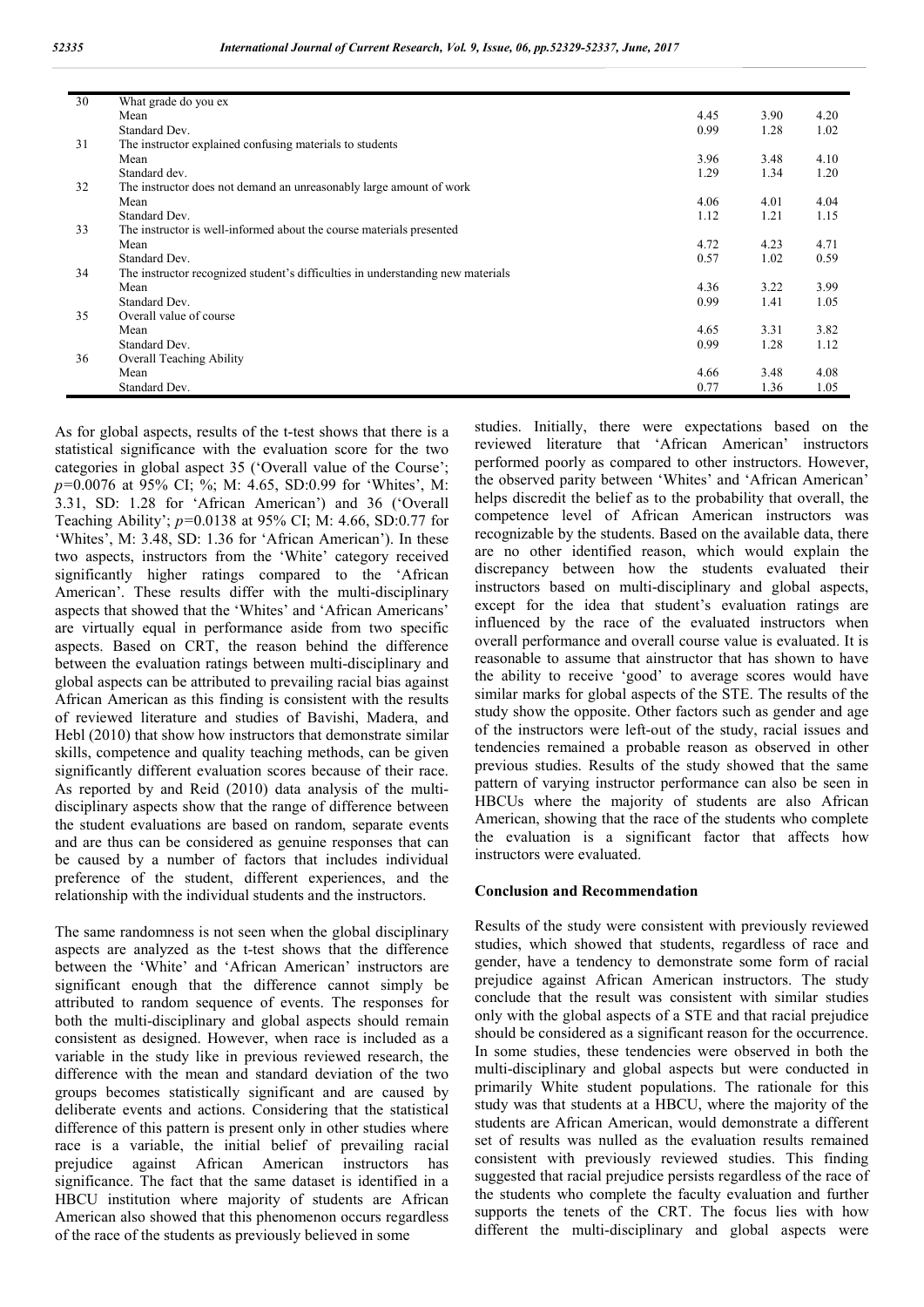| | | | | |
|---|---|---|---|---|
| 30 | What grade do you ex | | | |
| | Mean | 4.45 | 3.90 | 4.20 |
| | Standard Dev. | 0.99 | 1.28 | 1.02 |
| 31 | The instructor explained confusing materials to students | | | |
| | Mean | 3.96 | 3.48 | 4.10 |
| | Standard dev. | 1.29 | 1.34 | 1.20 |
| 32 | The instructor does not demand an unreasonably large amount of work | | | |
| | Mean | 4.06 | 4.01 | 4.04 |
| | Standard Dev. | 1.12 | 1.21 | 1.15 |
| 33 | The instructor is well-informed about the course materials presented | | | |
| | Mean | 4.72 | 4.23 | 4.71 |
| | Standard Dev. | 0.57 | 1.02 | 0.59 |
| 34 | The instructor recognized student's difficulties in understanding new materials | | | |
| | Mean | 4.36 | 3.22 | 3.99 |
| | Standard Dev. | 0.99 | 1.41 | 1.05 |
| 35 | Overall value of course | | | |
| | Mean | 4.65 | 3.31 | 3.82 |
| | Standard Dev. | 0.99 | 1.28 | 1.12 |
| 36 | Overall Teaching Ability | | | |
| | Mean | 4.66 | 3.48 | 4.08 |
| | Standard Dev. | 0.77 | 1.36 | 1.05 |

As for global aspects, results of the t-test shows that there is a statistical significance with the evaluation score for the two categories in global aspect 35 ('Overall value of the Course'; $p$=0.0076 at 95% CI; %; M: 4.65, SD:0.99 for 'Whites', M: 3.31, SD: 1.28 for 'African American') and 36 ('Overall Teaching Ability'; $p$=0.0138 at 95% CI; M: 4.66, SD:0.77 for 'Whites', M: 3.48, SD: 1.36 for 'African American'). In these two aspects, instructors from the 'White' category received significantly higher ratings compared to the 'African American'. These results differ with the multi-disciplinary aspects that showed that the 'Whites' and 'African Americans' are virtually equal in performance aside from two specific aspects. Based on CRT, the reason behind the difference between the evaluation ratings between multi-disciplinary and global aspects can be attributed to prevailing racial bias against African American as this finding is consistent with the results of reviewed literature and studies of Bavishi, Madera, and Hebl (2010) that show how instructors that demonstrate similar skills, competence and quality teaching methods, can be given significantly different evaluation scores because of their race. As reported by and Reid (2010) data analysis of the multi-disciplinary aspects show that the range of difference between the student evaluations are based on random, separate events and are thus can be considered as genuine responses that can be caused by a number of factors that includes individual preference of the student, different experiences, and the relationship with the individual students and the instructors.

The same randomness is not seen when the global disciplinary aspects are analyzed as the t-test shows that the difference between the 'White' and 'African American' instructors are significant enough that the difference cannot simply be attributed to random sequence of events. The responses for both the multi-disciplinary and global aspects should remain consistent as designed. However, when race is included as a variable in the study like in previous reviewed research, the difference with the mean and standard deviation of the two groups becomes statistically significant and are caused by deliberate events and actions. Considering that the statistical difference of this pattern is present only in other studies where race is a variable, the initial belief of prevailing racial prejudice against African American instructors has significance. The fact that the same dataset is identified in a HBCU institution where majority of students are African American also showed that this phenomenon occurs regardless of the race of the students as previously believed in some studies. Initially, there were expectations based on the reviewed literature that 'African American' instructors performed poorly as compared to other instructors. However, the observed parity between 'Whites' and 'African American' helps discredit the belief as to the probability that overall, the competence level of African American instructors was recognizable by the students. Based on the available data, there are no other identified reason, which would explain the discrepancy between how the students evaluated their instructors based on multi-disciplinary and global aspects, except for the idea that student's evaluation ratings are influenced by the race of the evaluated instructors when overall performance and overall course value is evaluated. It is reasonable to assume that ainstructor that has shown to have the ability to receive 'good' to average scores would have similar marks for global aspects of the STE. The results of the study show the opposite. Other factors such as gender and age of the instructors were left-out of the study, racial issues and tendencies remained a probable reason as observed in other previous studies. Results of the study showed that the same pattern of varying instructor performance can also be seen in HBCUs where the majority of students are also African American, showing that the race of the students who complete the evaluation is a significant factor that affects how instructors were evaluated.

## Conclusion and Recommendation

Results of the study were consistent with previously reviewed studies, which showed that students, regardless of race and gender, have a tendency to demonstrate some form of racial prejudice against African American instructors. The study conclude that the result was consistent with similar studies only with the global aspects of a STE and that racial prejudice should be considered as a significant reason for the occurrence. In some studies, these tendencies were observed in both the multi-disciplinary and global aspects but were conducted in primarily White student populations. The rationale for this study was that students at a HBCU, where the majority of the students are African American, would demonstrate a different set of results was nulled as the evaluation results remained consistent with previously reviewed studies. This finding suggested that racial prejudice persists regardless of the race of the students who complete the faculty evaluation and further supports the tenets of the CRT. The focus lies with how different the multi-disciplinary and global aspects were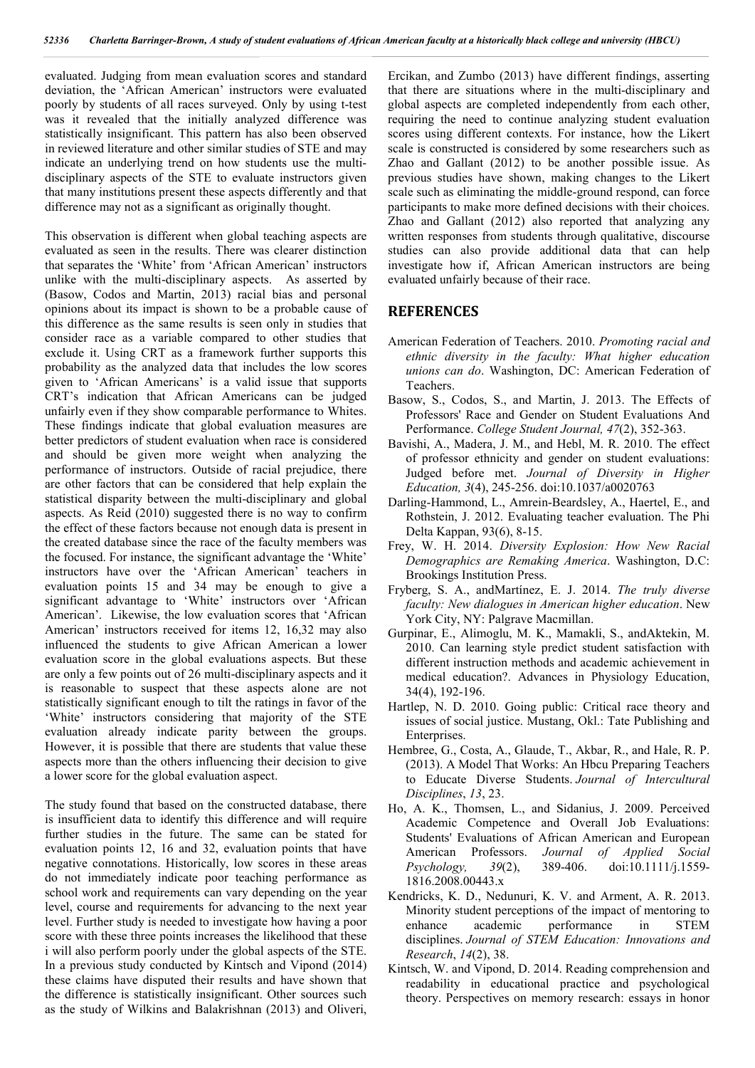evaluated. Judging from mean evaluation scores and standard deviation, the 'African American' instructors were evaluated poorly by students of all races surveyed. Only by using t-test was it revealed that the initially analyzed difference was statistically insignificant. This pattern has also been observed in reviewed literature and other similar studies of STE and may indicate an underlying trend on how students use the multi-disciplinary aspects of the STE to evaluate instructors given that many institutions present these aspects differently and that difference may not as a significant as originally thought.

This observation is different when global teaching aspects are evaluated as seen in the results. There was clearer distinction that separates the 'White' from 'African American' instructors unlike with the multi-disciplinary aspects. As asserted by (Basow, Codos and Martin, 2013) racial bias and personal opinions about its impact is shown to be a probable cause of this difference as the same results is seen only in studies that consider race as a variable compared to other studies that exclude it. Using CRT as a framework further supports this probability as the analyzed data that includes the low scores given to 'African Americans' is a valid issue that supports CRT's indication that African Americans can be judged unfairly even if they show comparable performance to Whites. These findings indicate that global evaluation measures are better predictors of student evaluation when race is considered and should be given more weight when analyzing the performance of instructors. Outside of racial prejudice, there are other factors that can be considered that help explain the statistical disparity between the multi-disciplinary and global aspects. As Reid (2010) suggested there is no way to confirm the effect of these factors because not enough data is present in the created database since the race of the faculty members was the focused. For instance, the significant advantage the 'White' instructors have over the 'African American' teachers in evaluation points 15 and 34 may be enough to give a significant advantage to 'White' instructors over 'African American'. Likewise, the low evaluation scores that 'African American' instructors received for items 12, 16,32 may also influenced the students to give African American a lower evaluation score in the global evaluations aspects. But these are only a few points out of 26 multi-disciplinary aspects and it is reasonable to suspect that these aspects alone are not statistically significant enough to tilt the ratings in favor of the 'White' instructors considering that majority of the STE evaluation already indicate parity between the groups. However, it is possible that there are students that value these aspects more than the others influencing their decision to give a lower score for the global evaluation aspect.

The study found that based on the constructed database, there is insufficient data to identify this difference and will require further studies in the future. The same can be stated for evaluation points 12, 16 and 32, evaluation points that have negative connotations. Historically, low scores in these areas do not immediately indicate poor teaching performance as school work and requirements can vary depending on the year level, course and requirements for advancing to the next year level. Further study is needed to investigate how having a poor score with these three points increases the likelihood that these i will also perform poorly under the global aspects of the STE. In a previous study conducted by Kintsch and Vipond (2014) these claims have disputed their results and have shown that the difference is statistically insignificant. Other sources such as the study of Wilkins and Balakrishnan (2013) and Oliveri, Ercikan, and Zumbo (2013) have different findings, asserting that there are situations where in the multi-disciplinary and global aspects are completed independently from each other, requiring the need to continue analyzing student evaluation scores using different contexts. For instance, how the Likert scale is constructed is considered by some researchers such as Zhao and Gallant (2012) to be another possible issue. As previous studies have shown, making changes to the Likert scale such as eliminating the middle-ground respond, can force participants to make more defined decisions with their choices. Zhao and Gallant (2012) also reported that analyzing any written responses from students through qualitative, discourse studies can also provide additional data that can help investigate how if, African American instructors are being evaluated unfairly because of their race.

## REFERENCES

American Federation of Teachers. 2010. *Promoting racial and ethnic diversity in the faculty: What higher education unions can do*. Washington, DC: American Federation of Teachers.

Basow, S., Codos, S., and Martin, J. 2013. The Effects of Professors' Race and Gender on Student Evaluations And Performance. *College Student Journal, 47*(2), 352-363.

Bavishi, A., Madera, J. M., and Hebl, M. R. 2010. The effect of professor ethnicity and gender on student evaluations: Judged before met. *Journal of Diversity in Higher Education, 3*(4), 245-256. doi:10.1037/a0020763

Darling-Hammond, L., Amrein-Beardsley, A., Haertel, E., and Rothstein, J. 2012. Evaluating teacher evaluation. The Phi Delta Kappan, 93(6), 8-15.

Frey, W. H. 2014. *Diversity Explosion: How New Racial Demographics are Remaking America*. Washington, D.C: Brookings Institution Press.

Fryberg, S. A., andMartínez, E. J. 2014. *The truly diverse faculty: New dialogues in American higher education*. New York City, NY: Palgrave Macmillan.

Gurpinar, E., Alimoglu, M. K., Mamakli, S., andAktekin, M. 2010. Can learning style predict student satisfaction with different instruction methods and academic achievement in medical education?. Advances in Physiology Education, 34(4), 192-196.

Hartlep, N. D. 2010. Going public: Critical race theory and issues of social justice. Mustang, Okl.: Tate Publishing and Enterprises.

Hembree, G., Costa, A., Glaude, T., Akbar, R., and Hale, R. P. (2013). A Model That Works: An Hbcu Preparing Teachers to Educate Diverse Students. *Journal of Intercultural Disciplines*, *13*, 23.

Ho, A. K., Thomsen, L., and Sidanius, J. 2009. Perceived Academic Competence and Overall Job Evaluations: Students' Evaluations of African American and European American Professors. *Journal of Applied Social Psychology, 39*(2), 389-406. doi:10.1111/j.1559-1816.2008.00443.x

Kendricks, K. D., Nedunuri, K. V. and Arment, A. R. 2013. Minority student perceptions of the impact of mentoring to enhance academic performance in STEM disciplines. *Journal of STEM Education: Innovations and Research*, *14*(2), 38.

Kintsch, W. and Vipond, D. 2014. Reading comprehension and readability in educational practice and psychological theory. Perspectives on memory research: essays in honor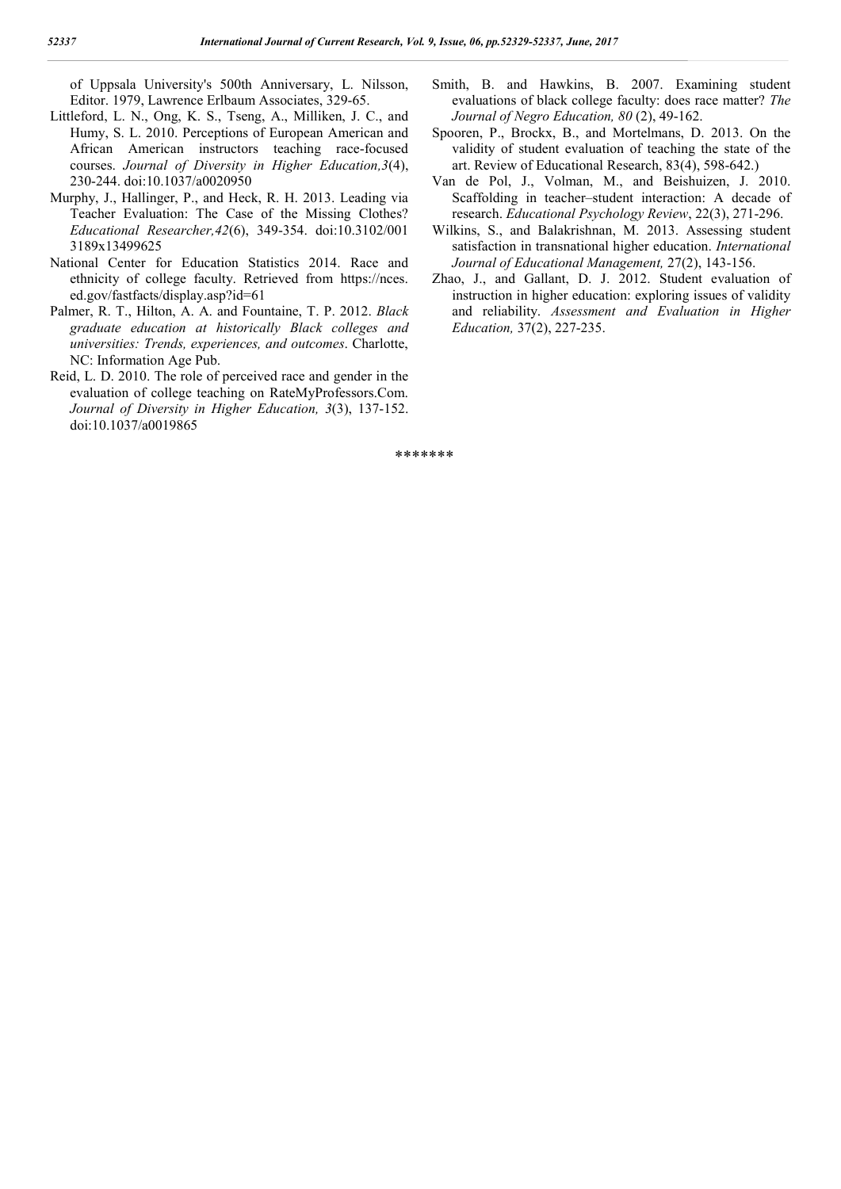of Uppsala University's 500th Anniversary, L. Nilsson, Editor. 1979, Lawrence Erlbaum Associates, 329-65.

Littleford, L. N., Ong, K. S., Tseng, A., Milliken, J. C., and Humy, S. L. 2010. Perceptions of European American and African American instructors teaching race-focused courses. *Journal of Diversity in Higher Education,3*(4), 230-244. doi:10.1037/a0020950

Murphy, J., Hallinger, P., and Heck, R. H. 2013. Leading via Teacher Evaluation: The Case of the Missing Clothes? *Educational Researcher,42*(6), 349-354. doi:10.3102/0013189x13499625

National Center for Education Statistics 2014. Race and ethnicity of college faculty. Retrieved from https://nces.ed.gov/fastfacts/display.asp?id=61

Palmer, R. T., Hilton, A. A. and Fountaine, T. P. 2012. *Black graduate education at historically Black colleges and universities: Trends, experiences, and outcomes*. Charlotte, NC: Information Age Pub.

Reid, L. D. 2010. The role of perceived race and gender in the evaluation of college teaching on RateMyProfessors.Com. *Journal of Diversity in Higher Education, 3*(3), 137-152. doi:10.1037/a0019865

Smith, B. and Hawkins, B. 2007. Examining student evaluations of black college faculty: does race matter? *The Journal of Negro Education, 80* (2), 49-162.

Spooren, P., Brockx, B., and Mortelmans, D. 2013. On the validity of student evaluation of teaching the state of the art. Review of Educational Research, 83(4), 598-642.)

Van de Pol, J., Volman, M., and Beishuizen, J. 2010. Scaffolding in teacher–student interaction: A decade of research. *Educational Psychology Review*, 22(3), 271-296.

Wilkins, S., and Balakrishnan, M. 2013. Assessing student satisfaction in transnational higher education. *International Journal of Educational Management,* 27(2), 143-156.

Zhao, J., and Gallant, D. J. 2012. Student evaluation of instruction in higher education: exploring issues of validity and reliability. *Assessment and Evaluation in Higher Education,* 37(2), 227-235.

*******